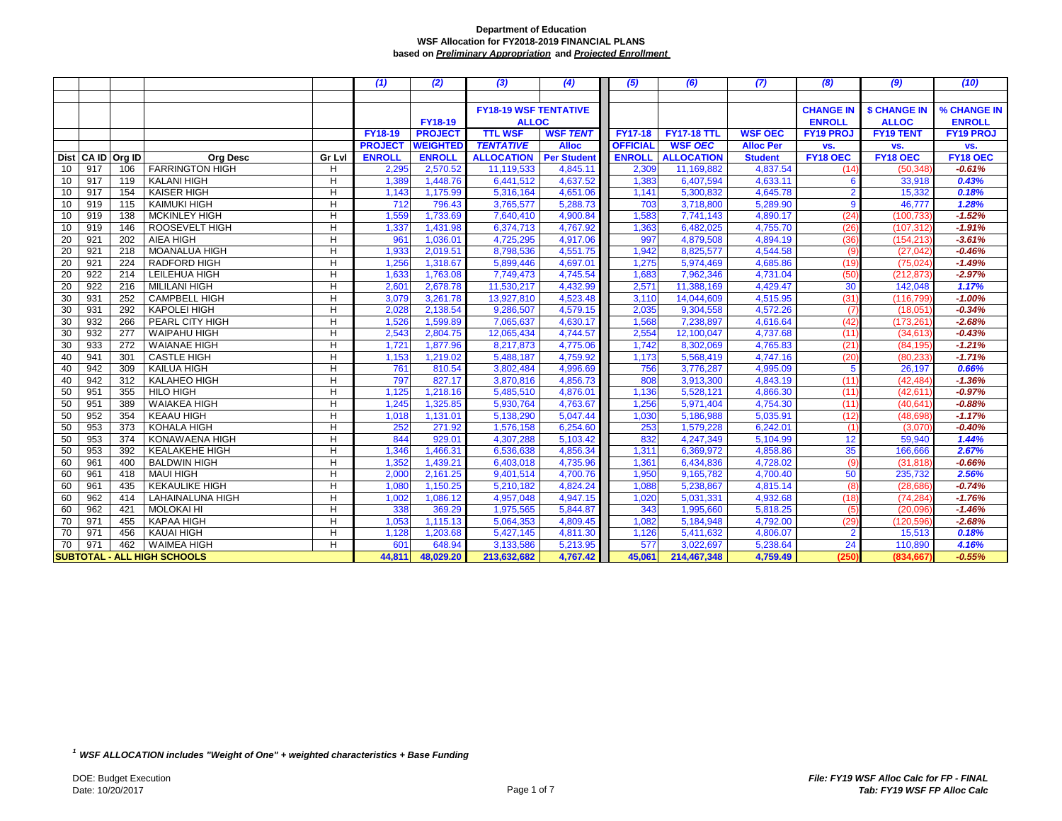**Department of Education**
**WSF Allocation for FY2018-2019 FINANCIAL PLANS**
**based on *Preliminary Appropriation* and *Projected Enrollment***

| | | | | | (1) | (2) | (3) | (4) | (5) | (6) | (7) | (8) | (9) | (10) |
|---|---|---|---|---|---|---|---|---|---|---|---|---|---|---|
| | | | | | | FY18-19 | FY18-19 WSF TENTATIVE ALLOC | | | | | CHANGE IN ENROLL | $ CHANGE IN ALLOC | % CHANGE IN ENROLL |
| | | | | | FY18-19 PROJECT ENROLL | PROJECT WEIGHTED ENROLL | TTL WSF *TENTATIVE* ALLOCATION | WSF *TENT* Alloc Per Student | FY17-18 OFFICIAL ENROLL | FY17-18 TTL WSF *OEC* ALLOCATION | WSF OEC Alloc Per Student | FY19 PROJ vs. FY18 OEC | FY19 TENT vs. FY18 OEC | FY19 PROJ vs. FY18 OEC |
| Dist | CA ID | Org ID | Org Desc | Gr Lvl | | | | | | | | | | |
| 10 | 917 | 106 | FARRINGTON HIGH | H | 2,295 | 2,570.52 | 11,119,533 | 4,845.11 | 2,309 | 11,169,882 | 4,837.54 | (14) | (50,348) | -0.61% |
| 10 | 917 | 119 | KALANI HIGH | H | 1,389 | 1,448.76 | 6,441,512 | 4,637.52 | 1,383 | 6,407,594 | 4,633.11 | 6 | 33,918 | 0.43% |
| 10 | 917 | 154 | KAISER HIGH | H | 1,143 | 1,175.99 | 5,316,164 | 4,651.06 | 1,141 | 5,300,832 | 4,645.78 | 2 | 15,332 | 0.18% |
| 10 | 919 | 115 | KAIMUKI HIGH | H | 712 | 796.43 | 3,765,577 | 5,288.73 | 703 | 3,718,800 | 5,289.90 | 9 | 46,777 | 1.28% |
| 10 | 919 | 138 | MCKINLEY HIGH | H | 1,559 | 1,733.69 | 7,640,410 | 4,900.84 | 1,583 | 7,741,143 | 4,890.17 | (24) | (100,733) | -1.52% |
| 10 | 919 | 146 | ROOSEVELT HIGH | H | 1,337 | 1,431.98 | 6,374,713 | 4,767.92 | 1,363 | 6,482,025 | 4,755.70 | (26) | (107,312) | -1.91% |
| 20 | 921 | 202 | AIEA HIGH | H | 961 | 1,036.01 | 4,725,295 | 4,917.06 | 997 | 4,879,508 | 4,894.19 | (36) | (154,213) | -3.61% |
| 20 | 921 | 218 | MOANALUA HIGH | H | 1,933 | 2,019.51 | 8,798,536 | 4,551.75 | 1,942 | 8,825,577 | 4,544.58 | (9) | (27,042) | -0.46% |
| 20 | 921 | 224 | RADFORD HIGH | H | 1,256 | 1,318.67 | 5,899,446 | 4,697.01 | 1,275 | 5,974,469 | 4,685.86 | (19) | (75,024) | -1.49% |
| 20 | 922 | 214 | LEILEHUA HIGH | H | 1,633 | 1,763.08 | 7,749,473 | 4,745.54 | 1,683 | 7,962,346 | 4,731.04 | (50) | (212,873) | -2.97% |
| 20 | 922 | 216 | MILILANI HIGH | H | 2,601 | 2,678.78 | 11,530,217 | 4,432.99 | 2,571 | 11,388,169 | 4,429.47 | 30 | 142,048 | 1.17% |
| 30 | 931 | 252 | CAMPBELL HIGH | H | 3,079 | 3,261.78 | 13,927,810 | 4,523.48 | 3,110 | 14,044,609 | 4,515.95 | (31) | (116,799) | -1.00% |
| 30 | 931 | 292 | KAPOLEI HIGH | H | 2,028 | 2,138.54 | 9,286,507 | 4,579.15 | 2,035 | 9,304,558 | 4,572.26 | (7) | (18,051) | -0.34% |
| 30 | 932 | 266 | PEARL CITY HIGH | H | 1,526 | 1,599.89 | 7,065,637 | 4,630.17 | 1,568 | 7,238,897 | 4,616.64 | (42) | (173,261) | -2.68% |
| 30 | 932 | 277 | WAIPAHU HIGH | H | 2,543 | 2,804.75 | 12,065,434 | 4,744.57 | 2,554 | 12,100,047 | 4,737.68 | (11) | (34,613) | -0.43% |
| 30 | 933 | 272 | WAIANAE HIGH | H | 1,721 | 1,877.96 | 8,217,873 | 4,775.06 | 1,742 | 8,302,069 | 4,765.83 | (21) | (84,195) | -1.21% |
| 40 | 941 | 301 | CASTLE HIGH | H | 1,153 | 1,219.02 | 5,488,187 | 4,759.92 | 1,173 | 5,568,419 | 4,747.16 | (20) | (80,233) | -1.71% |
| 40 | 942 | 309 | KAILUA HIGH | H | 761 | 810.54 | 3,802,484 | 4,996.69 | 756 | 3,776,287 | 4,995.09 | 5 | 26,197 | 0.66% |
| 40 | 942 | 312 | KALAHEO HIGH | H | 797 | 827.17 | 3,870,816 | 4,856.73 | 808 | 3,913,300 | 4,843.19 | (11) | (42,484) | -1.36% |
| 50 | 951 | 355 | HILO HIGH | H | 1,125 | 1,218.16 | 5,485,510 | 4,876.01 | 1,136 | 5,528,121 | 4,866.30 | (11) | (42,611) | -0.97% |
| 50 | 951 | 389 | WAIAKEA HIGH | H | 1,245 | 1,325.85 | 5,930,764 | 4,763.67 | 1,256 | 5,971,404 | 4,754.30 | (11) | (40,641) | -0.88% |
| 50 | 952 | 354 | KEAAU HIGH | H | 1,018 | 1,131.01 | 5,138,290 | 5,047.44 | 1,030 | 5,186,988 | 5,035.91 | (12) | (48,698) | -1.17% |
| 50 | 953 | 373 | KOHALA HIGH | H | 252 | 271.92 | 1,576,158 | 6,254.60 | 253 | 1,579,228 | 6,242.01 | (1) | (3,070) | -0.40% |
| 50 | 953 | 374 | KONAWAENA HIGH | H | 844 | 929.01 | 4,307,288 | 5,103.42 | 832 | 4,247,349 | 5,104.99 | 12 | 59,940 | 1.44% |
| 50 | 953 | 392 | KEALAKEHE HIGH | H | 1,346 | 1,466.31 | 6,536,638 | 4,856.34 | 1,311 | 6,369,972 | 4,858.86 | 35 | 166,666 | 2.67% |
| 60 | 961 | 400 | BALDWIN HIGH | H | 1,352 | 1,439.21 | 6,403,018 | 4,735.96 | 1,361 | 6,434,836 | 4,728.02 | (9) | (31,818) | -0.66% |
| 60 | 961 | 418 | MAUI HIGH | H | 2,000 | 2,161.25 | 9,401,514 | 4,700.76 | 1,950 | 9,165,782 | 4,700.40 | 50 | 235,732 | 2.56% |
| 60 | 961 | 435 | KEKAULIKE HIGH | H | 1,080 | 1,150.25 | 5,210,182 | 4,824.24 | 1,088 | 5,238,867 | 4,815.14 | (8) | (28,686) | -0.74% |
| 60 | 962 | 414 | LAHAINALUNA HIGH | H | 1,002 | 1,086.12 | 4,957,048 | 4,947.15 | 1,020 | 5,031,331 | 4,932.68 | (18) | (74,284) | -1.76% |
| 60 | 962 | 421 | MOLOKAI HI | H | 338 | 369.29 | 1,975,565 | 5,844.87 | 343 | 1,995,660 | 5,818.25 | (5) | (20,096) | -1.46% |
| 70 | 971 | 455 | KAPAA HIGH | H | 1,053 | 1,115.13 | 5,064,353 | 4,809.45 | 1,082 | 5,184,948 | 4,792.00 | (29) | (120,596) | -2.68% |
| 70 | 971 | 456 | KAUAI HIGH | H | 1,128 | 1,203.68 | 5,427,145 | 4,811.30 | 1,126 | 5,411,632 | 4,806.07 | 2 | 15,513 | 0.18% |
| 70 | 971 | 462 | WAIMEA HIGH | H | 601 | 648.94 | 3,133,586 | 5,213.95 | 577 | 3,022,697 | 5,238.64 | 24 | 110,890 | 4.16% |
| **SUBTOTAL - ALL HIGH SCHOOLS** | | | | | **44,811** | **48,029.20** | **213,632,682** | **4,767.42** | **45,061** | **214,467,348** | **4,759.49** | **(250)** | **(834,667)** | **-0.55%** |

[1] ***WSF ALLOCATION includes "Weight of One" + weighted characteristics + Base Funding***

DOE: Budget Execution
Date: 10/20/2017

***File: FY19 WSF Alloc Calc for FP - FINAL***
***Tab: FY19 WSF FP Alloc Calc***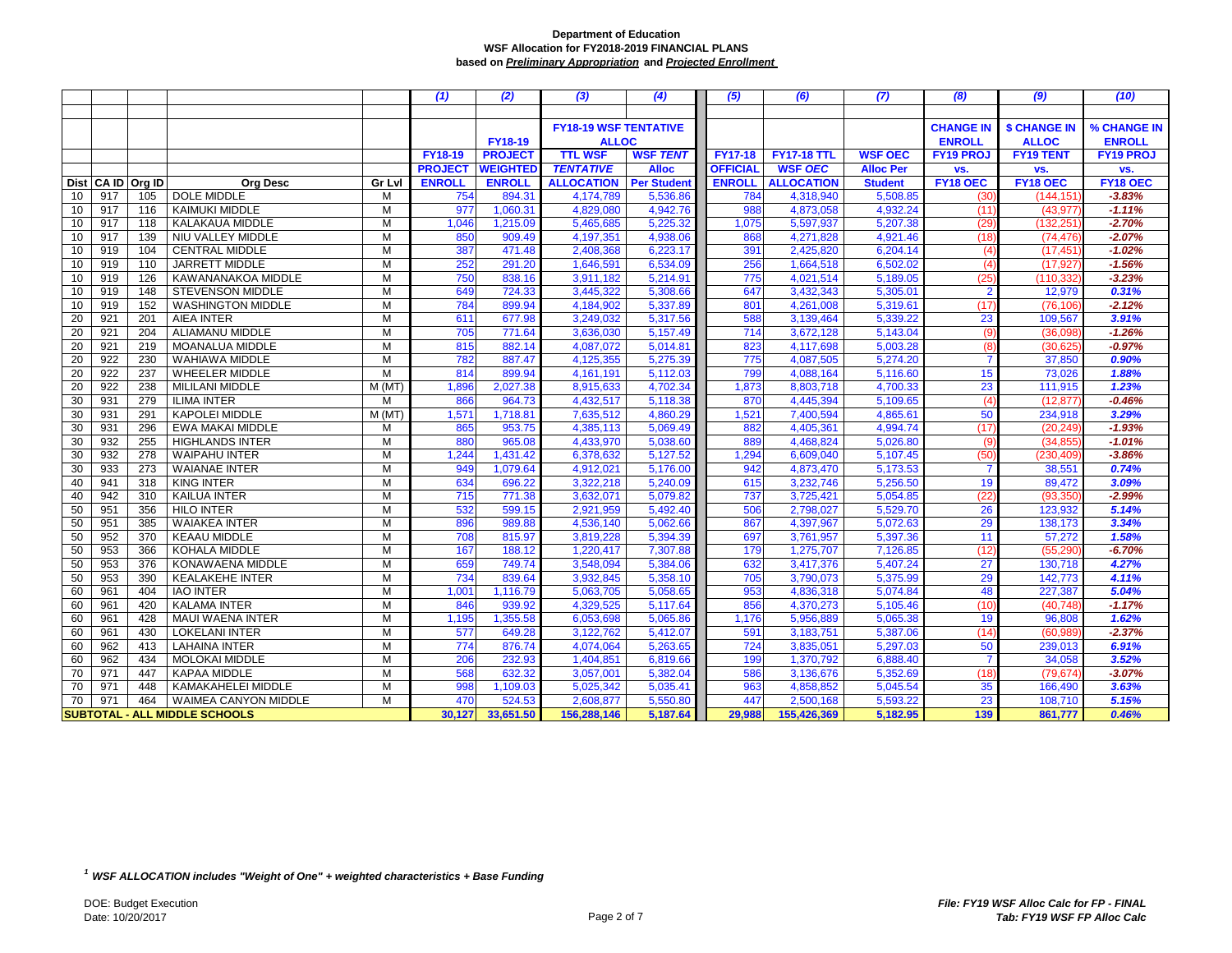**Department of Education**
**WSF Allocation for FY2018-2019 FINANCIAL PLANS**
**based on *Preliminary Appropriation* and *Projected Enrollment***

| | | | | | (1) | (2) | (3) | (4) | (5) | (6) | (7) | (8) | (9) | (10) |
|---|---|---|---|---|---|---|---|---|---|---|---|---|---|---|
| | | | | | | FY18-19 | FY18-19 WSF TENTATIVE ALLOC | | | | | CHANGE IN ENROLL | $ CHANGE IN ALLOC | % CHANGE IN ENROLL |
| | | | | | FY18-19 | PROJECT | TTL WSF | WSF *TENT* | FY17-18 | FY17-18 TTL | WSF OEC | FY19 PROJ | FY19 TENT | FY19 PROJ |
| | | | | | PROJECT | WEIGHTED | *TENTATIVE* | Alloc | OFFICIAL | WSF *OEC* | Alloc Per | vs. | vs. | vs. |
| Dist | CA ID | Org ID | Org Desc | Gr Lvl | ENROLL | ENROLL | ALLOCATION | Per Student | ENROLL | ALLOCATION | Student | FY18 OEC | FY18 OEC | FY18 OEC |
| 10 | 917 | 105 | DOLE MIDDLE | M | 754 | 894.31 | 4,174,789 | 5,536.86 | 784 | 4,318,940 | 5,508.85 | (30) | (144,151) | -3.83% |
| 10 | 917 | 116 | KAIMUKI MIDDLE | M | 977 | 1,060.31 | 4,829,080 | 4,942.76 | 988 | 4,873,058 | 4,932.24 | (11) | (43,977) | -1.11% |
| 10 | 917 | 118 | KALAKAUA MIDDLE | M | 1,046 | 1,215.09 | 5,465,685 | 5,225.32 | 1,075 | 5,597,937 | 5,207.38 | (29) | (132,251) | -2.70% |
| 10 | 917 | 139 | NIU VALLEY MIDDLE | M | 850 | 909.49 | 4,197,351 | 4,938.06 | 868 | 4,271,828 | 4,921.46 | (18) | (74,476) | -2.07% |
| 10 | 919 | 104 | CENTRAL MIDDLE | M | 387 | 471.48 | 2,408,368 | 6,223.17 | 391 | 2,425,820 | 6,204.14 | (4) | (17,451) | -1.02% |
| 10 | 919 | 110 | JARRETT MIDDLE | M | 252 | 291.20 | 1,646,591 | 6,534.09 | 256 | 1,664,518 | 6,502.02 | (4) | (17,927) | -1.56% |
| 10 | 919 | 126 | KAWANANAKOA MIDDLE | M | 750 | 838.16 | 3,911,182 | 5,214.91 | 775 | 4,021,514 | 5,189.05 | (25) | (110,332) | -3.23% |
| 10 | 919 | 148 | STEVENSON MIDDLE | M | 649 | 724.33 | 3,445,322 | 5,308.66 | 647 | 3,432,343 | 5,305.01 | 2 | 12,979 | 0.31% |
| 10 | 919 | 152 | WASHINGTON MIDDLE | M | 784 | 899.94 | 4,184,902 | 5,337.89 | 801 | 4,261,008 | 5,319.61 | (17) | (76,106) | -2.12% |
| 20 | 921 | 201 | AIEA INTER | M | 611 | 677.98 | 3,249,032 | 5,317.56 | 588 | 3,139,464 | 5,339.22 | 23 | 109,567 | 3.91% |
| 20 | 921 | 204 | ALIAMANU MIDDLE | M | 705 | 771.64 | 3,636,030 | 5,157.49 | 714 | 3,672,128 | 5,143.04 | (9) | (36,098) | -1.26% |
| 20 | 921 | 219 | MOANALUA MIDDLE | M | 815 | 882.14 | 4,087,072 | 5,014.81 | 823 | 4,117,698 | 5,003.28 | (8) | (30,625) | -0.97% |
| 20 | 922 | 230 | WAHIAWA MIDDLE | M | 782 | 887.47 | 4,125,355 | 5,275.39 | 775 | 4,087,505 | 5,274.20 | 7 | 37,850 | 0.90% |
| 20 | 922 | 237 | WHEELER MIDDLE | M | 814 | 899.94 | 4,161,191 | 5,112.03 | 799 | 4,088,164 | 5,116.60 | 15 | 73,026 | 1.88% |
| 20 | 922 | 238 | MILILANI MIDDLE | M (MT) | 1,896 | 2,027.38 | 8,915,633 | 4,702.34 | 1,873 | 8,803,718 | 4,700.33 | 23 | 111,915 | 1.23% |
| 30 | 931 | 279 | ILIMA INTER | M | 866 | 964.73 | 4,432,517 | 5,118.38 | 870 | 4,445,394 | 5,109.65 | (4) | (12,877) | -0.46% |
| 30 | 931 | 291 | KAPOLEI MIDDLE | M (MT) | 1,571 | 1,718.81 | 7,635,512 | 4,860.29 | 1,521 | 7,400,594 | 4,865.61 | 50 | 234,918 | 3.29% |
| 30 | 931 | 296 | EWA MAKAI MIDDLE | M | 865 | 953.75 | 4,385,113 | 5,069.49 | 882 | 4,405,361 | 4,994.74 | (17) | (20,249) | -1.93% |
| 30 | 932 | 255 | HIGHLANDS INTER | M | 880 | 965.08 | 4,433,970 | 5,038.60 | 889 | 4,468,824 | 5,026.80 | (9) | (34,855) | -1.01% |
| 30 | 932 | 278 | WAIPAHU INTER | M | 1,244 | 1,431.42 | 6,378,632 | 5,127.52 | 1,294 | 6,609,040 | 5,107.45 | (50) | (230,409) | -3.86% |
| 30 | 933 | 273 | WAIANAE INTER | M | 949 | 1,079.64 | 4,912,021 | 5,176.00 | 942 | 4,873,470 | 5,173.53 | 7 | 38,551 | 0.74% |
| 40 | 941 | 318 | KING INTER | M | 634 | 696.22 | 3,322,218 | 5,240.09 | 615 | 3,232,746 | 5,256.50 | 19 | 89,472 | 3.09% |
| 40 | 942 | 310 | KAILUA INTER | M | 715 | 771.38 | 3,632,071 | 5,079.82 | 737 | 3,725,421 | 5,054.85 | (22) | (93,350) | -2.99% |
| 50 | 951 | 356 | HILO INTER | M | 532 | 599.15 | 2,921,959 | 5,492.40 | 506 | 2,798,027 | 5,529.70 | 26 | 123,932 | 5.14% |
| 50 | 951 | 385 | WAIAKEA INTER | M | 896 | 989.88 | 4,536,140 | 5,062.66 | 867 | 4,397,967 | 5,072.63 | 29 | 138,173 | 3.34% |
| 50 | 952 | 370 | KEAAU MIDDLE | M | 708 | 815.97 | 3,819,228 | 5,394.39 | 697 | 3,761,957 | 5,397.36 | 11 | 57,272 | 1.58% |
| 50 | 953 | 366 | KOHALA MIDDLE | M | 167 | 188.12 | 1,220,417 | 7,307.88 | 179 | 1,275,707 | 7,126.85 | (12) | (55,290) | -6.70% |
| 50 | 953 | 376 | KONAWAENA MIDDLE | M | 659 | 749.74 | 3,548,094 | 5,384.06 | 632 | 3,417,376 | 5,407.24 | 27 | 130,718 | 4.27% |
| 50 | 953 | 390 | KEALAKEHE INTER | M | 734 | 839.64 | 3,932,845 | 5,358.10 | 705 | 3,790,073 | 5,375.99 | 29 | 142,773 | 4.11% |
| 60 | 961 | 404 | IAO INTER | M | 1,001 | 1,116.79 | 5,063,705 | 5,058.65 | 953 | 4,836,318 | 5,074.84 | 48 | 227,387 | 5.04% |
| 60 | 961 | 420 | KALAMA INTER | M | 846 | 939.92 | 4,329,525 | 5,117.64 | 856 | 4,370,273 | 5,105.46 | (10) | (40,748) | -1.17% |
| 60 | 961 | 428 | MAUI WAENA INTER | M | 1,195 | 1,355.58 | 6,053,698 | 5,065.86 | 1,176 | 5,956,889 | 5,065.38 | 19 | 96,808 | 1.62% |
| 60 | 961 | 430 | LOKELANI INTER | M | 577 | 649.28 | 3,122,762 | 5,412.07 | 591 | 3,183,751 | 5,387.06 | (14) | (60,989) | -2.37% |
| 60 | 962 | 413 | LAHAINA INTER | M | 774 | 876.74 | 4,074,064 | 5,263.65 | 724 | 3,835,051 | 5,297.03 | 50 | 239,013 | 6.91% |
| 60 | 962 | 434 | MOLOKAI MIDDLE | M | 206 | 232.93 | 1,404,851 | 6,819.66 | 199 | 1,370,792 | 6,888.40 | 7 | 34,058 | 3.52% |
| 70 | 971 | 447 | KAPAA MIDDLE | M | 568 | 632.32 | 3,057,001 | 5,382.04 | 586 | 3,136,676 | 5,352.69 | (18) | (79,674) | -3.07% |
| 70 | 971 | 448 | KAMAKAHELEI MIDDLE | M | 998 | 1,109.03 | 5,025,342 | 5,035.41 | 963 | 4,858,852 | 5,045.54 | 35 | 166,490 | 3.63% |
| 70 | 971 | 464 | WAIMEA CANYON MIDDLE | M | 470 | 524.53 | 2,608,877 | 5,550.80 | 447 | 2,500,168 | 5,593.22 | 23 | 108,710 | 5.15% |
| **SUBTOTAL - ALL MIDDLE SCHOOLS** | | | | | **30,127** | **33,651.50** | **156,288,146** | **5,187.64** | **29,988** | **155,426,369** | **5,182.95** | **139** | **861,777** | **0.46%** |

[1] *WSF ALLOCATION includes "Weight of One" + weighted characteristics + Base Funding*

DOE: Budget Execution
Date: 10/20/2017

*File: FY19 WSF Alloc Calc for FP - FINAL*
*Tab: FY19 WSF FP Alloc Calc*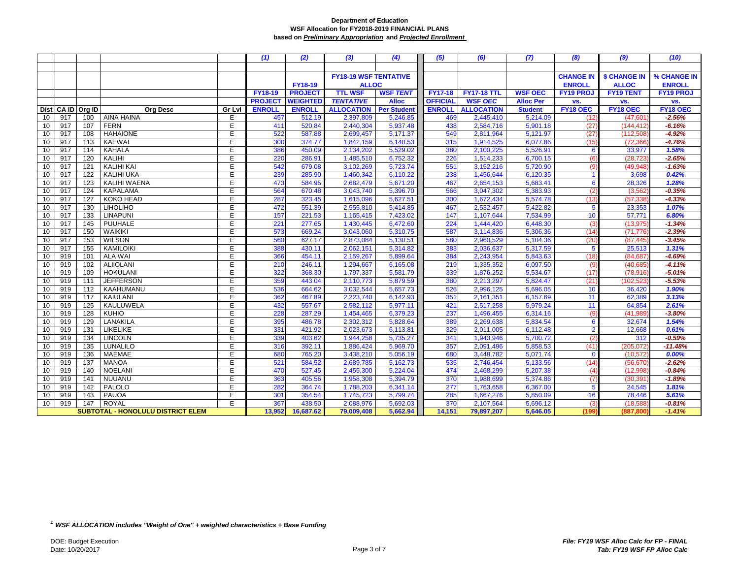**Department of Education**
**WSF Allocation for FY2018-2019 FINANCIAL PLANS**
**based on *Preliminary Appropriation* and *Projected Enrollment***

| | | | | | (1) | (2) | (3) | (4) | (5) | (6) | (7) | (8) | (9) | (10) |
|---|---|---|---|---|---|---|---|---|---|---|---|---|---|---|
| | | | | | | | FY18-19 WSF TENTATIVE ALLOC | | | | | CHANGE IN ENROLL | $ CHANGE IN ALLOC | % CHANGE IN ENROLL |
| | | | | | FY18-19 PROJECT ENROLL | FY18-19 PROJECT WEIGHTED ENROLL | TTL WSF *TENTATIVE* ALLOCATION | WSF *TENT* Alloc Per Student | FY17-18 OFFICIAL ENROLL | FY17-18 TTL WSF *OEC* ALLOCATION | WSF OEC Alloc Per Student | FY19 PROJ vs. FY18 OEC | FY19 TENT vs. FY18 OEC | FY19 PROJ vs. FY18 OEC |
| Dist | CA ID | Org ID | Org Desc | Gr Lvl | | | | | | | | | | |
| 10 | 917 | 100 | AINA HAINA | E | 457 | 512.19 | 2,397,809 | 5,246.85 | 469 | 2,445,410 | 5,214.09 | (12) | (47,601) | -2.56% |
| 10 | 917 | 107 | FERN | E | 411 | 520.84 | 2,440,304 | 5,937.48 | 438 | 2,584,716 | 5,901.18 | (27) | (144,412) | -6.16% |
| 10 | 917 | 108 | HAHAIONE | E | 522 | 587.88 | 2,699,457 | 5,171.37 | 549 | 2,811,964 | 5,121.97 | (27) | (112,508) | -4.92% |
| 10 | 917 | 113 | KAEWAI | E | 300 | 374.77 | 1,842,159 | 6,140.53 | 315 | 1,914,525 | 6,077.86 | (15) | (72,366) | -4.76% |
| 10 | 917 | 114 | KAHALA | E | 386 | 450.09 | 2,134,202 | 5,529.02 | 380 | 2,100,225 | 5,526.91 | 6 | 33,977 | 1.58% |
| 10 | 917 | 120 | KALIHI | E | 220 | 286.91 | 1,485,510 | 6,752.32 | 226 | 1,514,233 | 6,700.15 | (6) | (28,723) | -2.65% |
| 10 | 917 | 121 | KALIHI KAI | E | 542 | 679.08 | 3,102,269 | 5,723.74 | 551 | 3,152,216 | 5,720.90 | (9) | (49,948) | -1.63% |
| 10 | 917 | 122 | KALIHI UKA | E | 239 | 285.90 | 1,460,342 | 6,110.22 | 238 | 1,456,644 | 6,120.35 | 1 | 3,698 | 0.42% |
| 10 | 917 | 123 | KALIHI WAENA | E | 473 | 584.95 | 2,682,479 | 5,671.20 | 467 | 2,654,153 | 5,683.41 | 6 | 28,326 | 1.28% |
| 10 | 917 | 124 | KAPALAMA | E | 564 | 670.48 | 3,043,740 | 5,396.70 | 566 | 3,047,302 | 5,383.93 | (2) | (3,562) | -0.35% |
| 10 | 917 | 127 | KOKO HEAD | E | 287 | 323.45 | 1,615,096 | 5,627.51 | 300 | 1,672,434 | 5,574.78 | (13) | (57,338) | -4.33% |
| 10 | 917 | 130 | LIHOLIHO | E | 472 | 551.39 | 2,555,810 | 5,414.85 | 467 | 2,532,457 | 5,422.82 | 5 | 23,353 | 1.07% |
| 10 | 917 | 133 | LINAPUNI | E | 157 | 221.53 | 1,165,415 | 7,423.02 | 147 | 1,107,644 | 7,534.99 | 10 | 57,771 | 6.80% |
| 10 | 917 | 145 | PUUHALE | E | 221 | 277.65 | 1,430,445 | 6,472.60 | 224 | 1,444,420 | 6,448.30 | (3) | (13,975) | -1.34% |
| 10 | 917 | 150 | WAIKIKI | E | 573 | 669.24 | 3,043,060 | 5,310.75 | 587 | 3,114,836 | 5,306.36 | (14) | (71,776) | -2.39% |
| 10 | 917 | 153 | WILSON | E | 560 | 627.17 | 2,873,084 | 5,130.51 | 580 | 2,960,529 | 5,104.36 | (20) | (87,445) | -3.45% |
| 10 | 917 | 155 | KAMILOIKI | E | 388 | 430.11 | 2,062,151 | 5,314.82 | 383 | 2,036,637 | 5,317.59 | 5 | 25,513 | 1.31% |
| 10 | 919 | 101 | ALA WAI | E | 366 | 454.11 | 2,159,267 | 5,899.64 | 384 | 2,243,954 | 5,843.63 | (18) | (84,687) | -4.69% |
| 10 | 919 | 102 | ALIIOLANI | E | 210 | 246.11 | 1,294,667 | 6,165.08 | 219 | 1,335,352 | 6,097.50 | (9) | (40,685) | -4.11% |
| 10 | 919 | 109 | HOKULANI | E | 322 | 368.30 | 1,797,337 | 5,581.79 | 339 | 1,876,252 | 5,534.67 | (17) | (78,916) | -5.01% |
| 10 | 919 | 111 | JEFFERSON | E | 359 | 443.04 | 2,110,773 | 5,879.59 | 380 | 2,213,297 | 5,824.47 | (21) | (102,523) | -5.53% |
| 10 | 919 | 112 | KAAHUMANU | E | 536 | 664.62 | 3,032,544 | 5,657.73 | 526 | 2,996,125 | 5,696.05 | 10 | 36,420 | 1.90% |
| 10 | 919 | 117 | KAIULANI | E | 362 | 467.89 | 2,223,740 | 6,142.93 | 351 | 2,161,351 | 6,157.69 | 11 | 62,389 | 3.13% |
| 10 | 919 | 125 | KAULUWELA | E | 432 | 557.67 | 2,582,112 | 5,977.11 | 421 | 2,517,258 | 5,979.24 | 11 | 64,854 | 2.61% |
| 10 | 919 | 128 | KUHIO | E | 228 | 287.29 | 1,454,465 | 6,379.23 | 237 | 1,496,455 | 6,314.16 | (9) | (41,989) | -3.80% |
| 10 | 919 | 129 | LANAKILA | E | 395 | 486.78 | 2,302,312 | 5,828.64 | 389 | 2,269,638 | 5,834.54 | 6 | 32,674 | 1.54% |
| 10 | 919 | 131 | LIKELIKE | E | 331 | 421.92 | 2,023,673 | 6,113.81 | 329 | 2,011,005 | 6,112.48 | 2 | 12,668 | 0.61% |
| 10 | 919 | 134 | LINCOLN | E | 339 | 403.62 | 1,944,258 | 5,735.27 | 341 | 1,943,946 | 5,700.72 | (2) | 312 | -0.59% |
| 10 | 919 | 135 | LUNALILO | E | 316 | 392.11 | 1,886,424 | 5,969.70 | 357 | 2,091,496 | 5,858.53 | (41) | (205,072) | -11.48% |
| 10 | 919 | 136 | MAEMAE | E | 680 | 765.20 | 3,438,210 | 5,056.19 | 680 | 3,448,782 | 5,071.74 | 0 | (10,572) | 0.00% |
| 10 | 919 | 137 | MANOA | E | 521 | 584.52 | 2,689,785 | 5,162.73 | 535 | 2,746,454 | 5,133.56 | (14) | (56,670) | -2.62% |
| 10 | 919 | 140 | NOELANI | E | 470 | 527.45 | 2,455,300 | 5,224.04 | 474 | 2,468,299 | 5,207.38 | (4) | (12,998) | -0.84% |
| 10 | 919 | 141 | NUUANU | E | 363 | 405.56 | 1,958,308 | 5,394.79 | 370 | 1,988,699 | 5,374.86 | (7) | (30,391) | -1.89% |
| 10 | 919 | 142 | PALOLO | E | 282 | 364.74 | 1,788,203 | 6,341.14 | 277 | 1,763,658 | 6,367.00 | 5 | 24,545 | 1.81% |
| 10 | 919 | 143 | PAUOA | E | 301 | 354.54 | 1,745,723 | 5,799.74 | 285 | 1,667,276 | 5,850.09 | 16 | 78,446 | 5.61% |
| 10 | 919 | 147 | ROYAL | E | 367 | 438.50 | 2,088,976 | 5,692.03 | 370 | 2,107,564 | 5,696.12 | (3) | (18,588) | -0.81% |
| | | | **SUBTOTAL - HONOLULU DISTRICT ELEM** | | **13,952** | **16,687.62** | **79,009,408** | **5,662.94** | **14,151** | **79,897,207** | **5,646.05** | **(199)** | **(887,800)** | **-1.41%** |

*[1] WSF ALLOCATION includes "Weight of One" + weighted characteristics + Base Funding*

DOE: Budget Execution
Date: 10/20/2017

*File: FY19 WSF Alloc Calc for FP - FINAL*
*Tab: FY19 WSF FP Alloc Calc*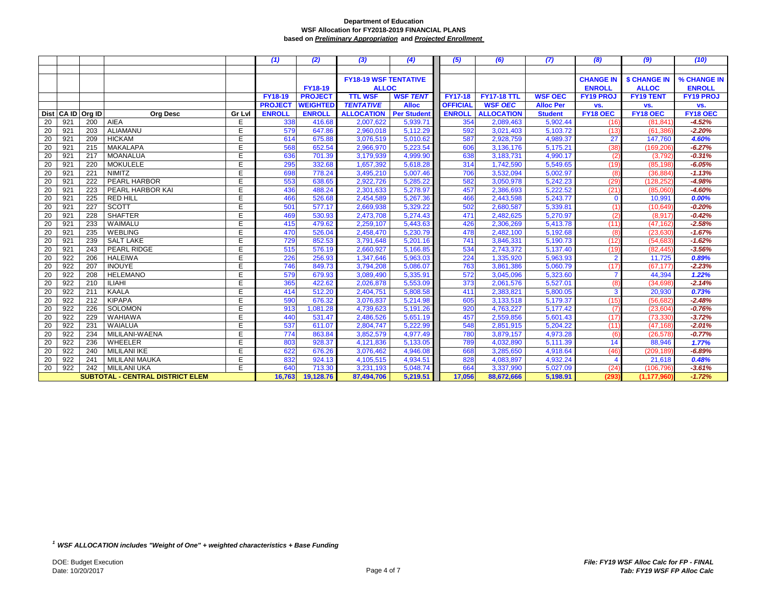**Department of Education**
**WSF Allocation for FY2018-2019 FINANCIAL PLANS**
**based on *Preliminary Appropriation* and *Projected Enrollment***

| | | | | | (1) | (2) | (3) | (4) | (5) | (6) | (7) | (8) | (9) | (10) |
|---|---|---|---|---|---|---|---|---|---|---|---|---|---|---|
| | | | | | | | FY18-19 WSF TENTATIVE ALLOC | | | | | CHANGE IN ENROLL | $ CHANGE IN ALLOC | % CHANGE IN ENROLL |
| | | | | | FY18-19 | FY18-19 PROJECT | TTL WSF | WSF *TENT* | FY17-18 | FY17-18 TTL | WSF OEC | FY19 PROJ | FY19 TENT | FY19 PROJ |
| | | | | | PROJECT | WEIGHTED | *TENTATIVE* | Alloc | OFFICIAL | WSF *OEC* | Alloc Per | vs. | vs. | vs. |
| Dist | CA ID | Org ID | Org Desc | Gr Lvl | ENROLL | ENROLL | ALLOCATION | Per Student | ENROLL | ALLOCATION | Student | FY18 OEC | FY18 OEC | FY18 OEC |
| 20 | 921 | 200 | AIEA | E | 338 | 416.68 | 2,007,622 | 5,939.71 | 354 | 2,089,463 | 5,902.44 | (16) | (81,841) | -4.52% |
| 20 | 921 | 203 | ALIAMANU | E | 579 | 647.86 | 2,960,018 | 5,112.29 | 592 | 3,021,403 | 5,103.72 | (13) | (61,386) | -2.20% |
| 20 | 921 | 209 | HICKAM | E | 614 | 675.88 | 3,076,519 | 5,010.62 | 587 | 2,928,759 | 4,989.37 | 27 | 147,760 | 4.60% |
| 20 | 921 | 215 | MAKALAPA | E | 568 | 652.54 | 2,966,970 | 5,223.54 | 606 | 3,136,176 | 5,175.21 | (38) | (169,206) | -6.27% |
| 20 | 921 | 217 | MOANALUA | E | 636 | 701.39 | 3,179,939 | 4,999.90 | 638 | 3,183,731 | 4,990.17 | (2) | (3,792) | -0.31% |
| 20 | 921 | 220 | MOKULELE | E | 295 | 332.68 | 1,657,392 | 5,618.28 | 314 | 1,742,590 | 5,549.65 | (19) | (85,198) | -6.05% |
| 20 | 921 | 221 | NIMITZ | E | 698 | 778.24 | 3,495,210 | 5,007.46 | 706 | 3,532,094 | 5,002.97 | (8) | (36,884) | -1.13% |
| 20 | 921 | 222 | PEARL HARBOR | E | 553 | 638.65 | 2,922,726 | 5,285.22 | 582 | 3,050,978 | 5,242.23 | (29) | (128,252) | -4.98% |
| 20 | 921 | 223 | PEARL HARBOR KAI | E | 436 | 488.24 | 2,301,633 | 5,278.97 | 457 | 2,386,693 | 5,222.52 | (21) | (85,060) | -4.60% |
| 20 | 921 | 225 | RED HILL | E | 466 | 526.68 | 2,454,589 | 5,267.36 | 466 | 2,443,598 | 5,243.77 | 0 | 10,991 | 0.00% |
| 20 | 921 | 227 | SCOTT | E | 501 | 577.17 | 2,669,938 | 5,329.22 | 502 | 2,680,587 | 5,339.81 | (1) | (10,649) | -0.20% |
| 20 | 921 | 228 | SHAFTER | E | 469 | 530.93 | 2,473,708 | 5,274.43 | 471 | 2,482,625 | 5,270.97 | (2) | (8,917) | -0.42% |
| 20 | 921 | 233 | WAIMALU | E | 415 | 479.62 | 2,259,107 | 5,443.63 | 426 | 2,306,269 | 5,413.78 | (11) | (47,162) | -2.58% |
| 20 | 921 | 235 | WEBLING | E | 470 | 526.04 | 2,458,470 | 5,230.79 | 478 | 2,482,100 | 5,192.68 | (8) | (23,630) | -1.67% |
| 20 | 921 | 239 | SALT LAKE | E | 729 | 852.53 | 3,791,648 | 5,201.16 | 741 | 3,846,331 | 5,190.73 | (12) | (54,683) | -1.62% |
| 20 | 921 | 243 | PEARL RIDGE | E | 515 | 576.19 | 2,660,927 | 5,166.85 | 534 | 2,743,372 | 5,137.40 | (19) | (82,445) | -3.56% |
| 20 | 922 | 206 | HALEIWA | E | 226 | 256.93 | 1,347,646 | 5,963.03 | 224 | 1,335,920 | 5,963.93 | 2 | 11,725 | 0.89% |
| 20 | 922 | 207 | INOUYE | E | 746 | 849.73 | 3,794,208 | 5,086.07 | 763 | 3,861,386 | 5,060.79 | (17) | (67,177) | -2.23% |
| 20 | 922 | 208 | HELEMANO | E | 579 | 679.93 | 3,089,490 | 5,335.91 | 572 | 3,045,096 | 5,323.60 | 7 | 44,394 | 1.22% |
| 20 | 922 | 210 | ILIAHI | E | 365 | 422.62 | 2,026,878 | 5,553.09 | 373 | 2,061,576 | 5,527.01 | (8) | (34,698) | -2.14% |
| 20 | 922 | 211 | KAALA | E | 414 | 512.20 | 2,404,751 | 5,808.58 | 411 | 2,383,821 | 5,800.05 | 3 | 20,930 | 0.73% |
| 20 | 922 | 212 | KIPAPA | E | 590 | 676.32 | 3,076,837 | 5,214.98 | 605 | 3,133,518 | 5,179.37 | (15) | (56,682) | -2.48% |
| 20 | 922 | 226 | SOLOMON | E | 913 | 1,081.28 | 4,739,623 | 5,191.26 | 920 | 4,763,227 | 5,177.42 | (7) | (23,604) | -0.76% |
| 20 | 922 | 229 | WAHIAWA | E | 440 | 531.47 | 2,486,526 | 5,651.19 | 457 | 2,559,856 | 5,601.43 | (17) | (73,330) | -3.72% |
| 20 | 922 | 231 | WAIALUA | E | 537 | 611.07 | 2,804,747 | 5,222.99 | 548 | 2,851,915 | 5,204.22 | (11) | (47,168) | -2.01% |
| 20 | 922 | 234 | MILILANI-WAENA | E | 774 | 863.84 | 3,852,579 | 4,977.49 | 780 | 3,879,157 | 4,973.28 | (6) | (26,578) | -0.77% |
| 20 | 922 | 236 | WHEELER | E | 803 | 928.37 | 4,121,836 | 5,133.05 | 789 | 4,032,890 | 5,111.39 | 14 | 88,946 | 1.77% |
| 20 | 922 | 240 | MILILANI IKE | E | 622 | 676.26 | 3,076,462 | 4,946.08 | 668 | 3,285,650 | 4,918.64 | (46) | (209,189) | -6.89% |
| 20 | 922 | 241 | MILILANI MAUKA | E | 832 | 924.13 | 4,105,515 | 4,934.51 | 828 | 4,083,897 | 4,932.24 | 4 | 21,618 | 0.48% |
| 20 | 922 | 242 | MILILANI UKA | E | 640 | 713.30 | 3,231,193 | 5,048.74 | 664 | 3,337,990 | 5,027.09 | (24) | (106,796) | -3.61% |
| | | | **SUBTOTAL - CENTRAL DISTRICT ELEM** | | **16,763** | **19,128.76** | **87,494,706** | **5,219.51** | **17,056** | **88,672,666** | **5,198.91** | **(293)** | **(1,177,960)** | **-1.72%** |

[1] ***WSF ALLOCATION includes "Weight of One" + weighted characteristics + Base Funding***

DOE: Budget Execution
Date: 10/20/2017

***File: FY19 WSF Alloc Calc for FP - FINAL***
***Tab: FY19 WSF FP Alloc Calc***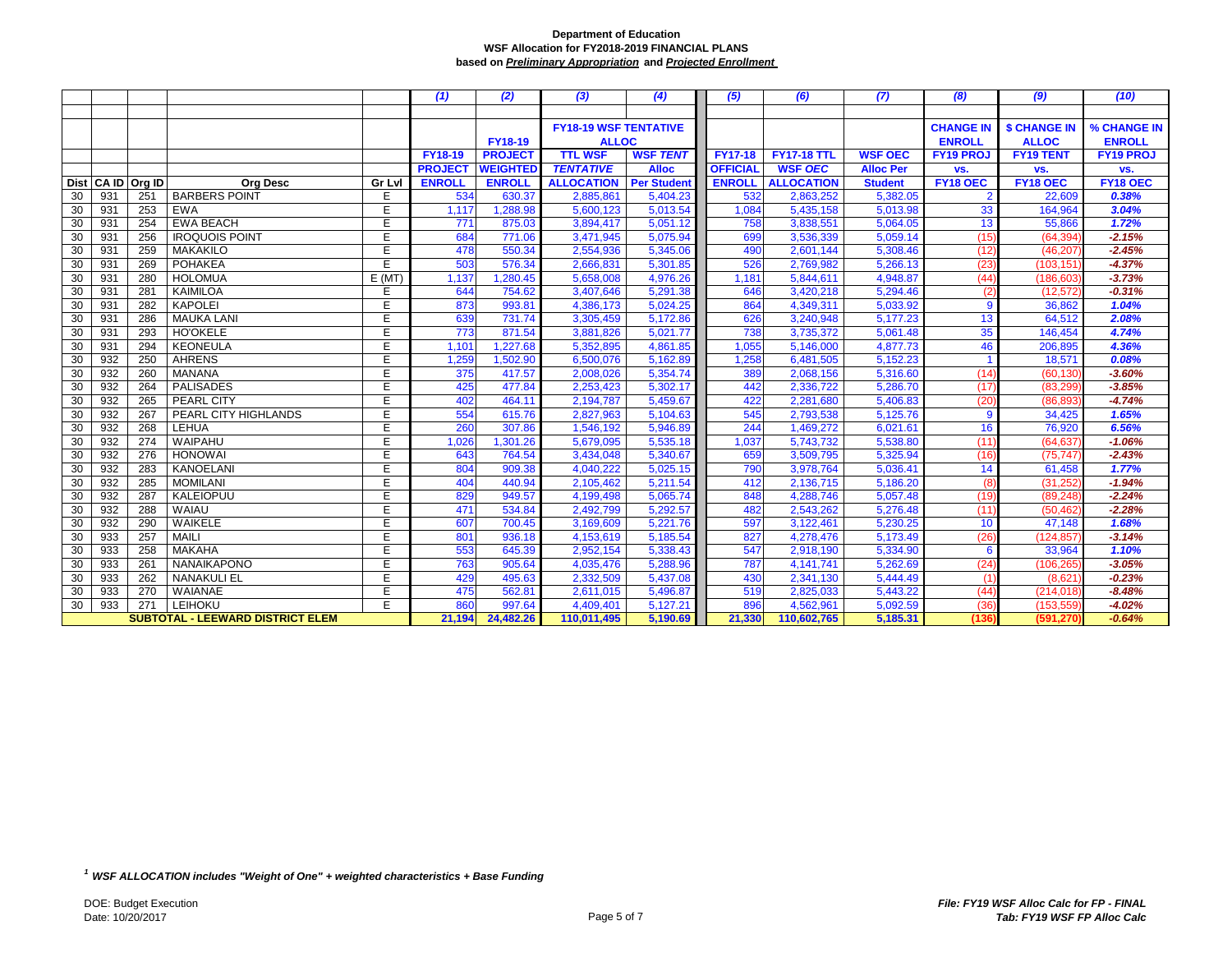**Department of Education**
**WSF Allocation for FY2018-2019 FINANCIAL PLANS**
**based on *Preliminary Appropriation* and *Projected Enrollment***

| | | | | | *(1)* | *(2)* | *(3)* | *(4)* | *(5)* | *(6)* | *(7)* | *(8)* | *(9)* | *(10)* |
|---|---|---|---|---|---|---|---|---|---|---|---|---|---|---|
| | | | | | | FY18-19 | FY18-19 WSF TENTATIVE ALLOC | | | | | CHANGE IN ENROLL | $ CHANGE IN ALLOC | % CHANGE IN ENROLL |
| | | | | | FY18-19 PROJECT ENROLL | PROJECT WEIGHTED ENROLL | TTL WSF *TENTATIVE* ALLOCATION | WSF *TENT* Alloc Per Student | FY17-18 OFFICIAL ENROLL | FY17-18 TTL WSF *OEC* ALLOCATION | WSF OEC Alloc Per Student | FY19 PROJ vs. FY18 OEC | FY19 TENT vs. FY18 OEC | FY19 PROJ vs. FY18 OEC |
| Dist | CA ID | Org ID | Org Desc | Gr Lvl | | | | | | | | | | |
| 30 | 931 | 251 | BARBERS POINT | E | 534 | 630.37 | 2,885,861 | 5,404.23 | 532 | 2,863,252 | 5,382.05 | 2 | 22,609 | 0.38% |
| 30 | 931 | 253 | EWA | E | 1,117 | 1,288.98 | 5,600,123 | 5,013.54 | 1,084 | 5,435,158 | 5,013.98 | 33 | 164,964 | 3.04% |
| 30 | 931 | 254 | EWA BEACH | E | 771 | 875.03 | 3,894,417 | 5,051.12 | 758 | 3,838,551 | 5,064.05 | 13 | 55,866 | 1.72% |
| 30 | 931 | 256 | IROQUOIS POINT | E | 684 | 771.06 | 3,471,945 | 5,075.94 | 699 | 3,536,339 | 5,059.14 | (15) | (64,394) | -2.15% |
| 30 | 931 | 259 | MAKAKILO | E | 478 | 550.34 | 2,554,936 | 5,345.06 | 490 | 2,601,144 | 5,308.46 | (12) | (46,207) | -2.45% |
| 30 | 931 | 269 | POHAKEA | E | 503 | 576.34 | 2,666,831 | 5,301.85 | 526 | 2,769,982 | 5,266.13 | (23) | (103,151) | -4.37% |
| 30 | 931 | 280 | HOLOMUA | E (MT) | 1,137 | 1,280.45 | 5,658,008 | 4,976.26 | 1,181 | 5,844,611 | 4,948.87 | (44) | (186,603) | -3.73% |
| 30 | 931 | 281 | KAIMILOA | E | 644 | 754.62 | 3,407,646 | 5,291.38 | 646 | 3,420,218 | 5,294.46 | (2) | (12,572) | -0.31% |
| 30 | 931 | 282 | KAPOLEI | E | 873 | 993.81 | 4,386,173 | 5,024.25 | 864 | 4,349,311 | 5,033.92 | 9 | 36,862 | 1.04% |
| 30 | 931 | 286 | MAUKA LANI | E | 639 | 731.74 | 3,305,459 | 5,172.86 | 626 | 3,240,948 | 5,177.23 | 13 | 64,512 | 2.08% |
| 30 | 931 | 293 | HO'OKELE | E | 773 | 871.54 | 3,881,826 | 5,021.77 | 738 | 3,735,372 | 5,061.48 | 35 | 146,454 | 4.74% |
| 30 | 931 | 294 | KEONEULA | E | 1,101 | 1,227.68 | 5,352,895 | 4,861.85 | 1,055 | 5,146,000 | 4,877.73 | 46 | 206,895 | 4.36% |
| 30 | 932 | 250 | AHRENS | E | 1,259 | 1,502.90 | 6,500,076 | 5,162.89 | 1,258 | 6,481,505 | 5,152.23 | 1 | 18,571 | 0.08% |
| 30 | 932 | 260 | MANANA | E | 375 | 417.57 | 2,008,026 | 5,354.74 | 389 | 2,068,156 | 5,316.60 | (14) | (60,130) | -3.60% |
| 30 | 932 | 264 | PALISADES | E | 425 | 477.84 | 2,253,423 | 5,302.17 | 442 | 2,336,722 | 5,286.70 | (17) | (83,299) | -3.85% |
| 30 | 932 | 265 | PEARL CITY | E | 402 | 464.11 | 2,194,787 | 5,459.67 | 422 | 2,281,680 | 5,406.83 | (20) | (86,893) | -4.74% |
| 30 | 932 | 267 | PEARL CITY HIGHLANDS | E | 554 | 615.76 | 2,827,963 | 5,104.63 | 545 | 2,793,538 | 5,125.76 | 9 | 34,425 | 1.65% |
| 30 | 932 | 268 | LEHUA | E | 260 | 307.86 | 1,546,192 | 5,946.89 | 244 | 1,469,272 | 6,021.61 | 16 | 76,920 | 6.56% |
| 30 | 932 | 274 | WAIPAHU | E | 1,026 | 1,301.26 | 5,679,095 | 5,535.18 | 1,037 | 5,743,732 | 5,538.80 | (11) | (64,637) | -1.06% |
| 30 | 932 | 276 | HONOWAI | E | 643 | 764.54 | 3,434,048 | 5,340.67 | 659 | 3,509,795 | 5,325.94 | (16) | (75,747) | -2.43% |
| 30 | 932 | 283 | KANOELANI | E | 804 | 909.38 | 4,040,222 | 5,025.15 | 790 | 3,978,764 | 5,036.41 | 14 | 61,458 | 1.77% |
| 30 | 932 | 285 | MOMILANI | E | 404 | 440.94 | 2,105,462 | 5,211.54 | 412 | 2,136,715 | 5,186.20 | (8) | (31,252) | -1.94% |
| 30 | 932 | 287 | KALEIOPUU | E | 829 | 949.57 | 4,199,498 | 5,065.74 | 848 | 4,288,746 | 5,057.48 | (19) | (89,248) | -2.24% |
| 30 | 932 | 288 | WAIAU | E | 471 | 534.84 | 2,492,799 | 5,292.57 | 482 | 2,543,262 | 5,276.48 | (11) | (50,462) | -2.28% |
| 30 | 932 | 290 | WAIKELE | E | 607 | 700.45 | 3,169,609 | 5,221.76 | 597 | 3,122,461 | 5,230.25 | 10 | 47,148 | 1.68% |
| 30 | 933 | 257 | MAILI | E | 801 | 936.18 | 4,153,619 | 5,185.54 | 827 | 4,278,476 | 5,173.49 | (26) | (124,857) | -3.14% |
| 30 | 933 | 258 | MAKAHA | E | 553 | 645.39 | 2,952,154 | 5,338.43 | 547 | 2,918,190 | 5,334.90 | 6 | 33,964 | 1.10% |
| 30 | 933 | 261 | NANAIKAPONO | E | 763 | 905.64 | 4,035,476 | 5,288.96 | 787 | 4,141,741 | 5,262.69 | (24) | (106,265) | -3.05% |
| 30 | 933 | 262 | NANAKULI EL | E | 429 | 495.63 | 2,332,509 | 5,437.08 | 430 | 2,341,130 | 5,444.49 | (1) | (8,621) | -0.23% |
| 30 | 933 | 270 | WAIANAE | E | 475 | 562.81 | 2,611,015 | 5,496.87 | 519 | 2,825,033 | 5,443.22 | (44) | (214,018) | -8.48% |
| 30 | 933 | 271 | LEIHOKU | E | 860 | 997.64 | 4,409,401 | 5,127.21 | 896 | 4,562,961 | 5,092.59 | (36) | (153,559) | -4.02% |
| | | | **SUBTOTAL - LEEWARD DISTRICT ELEM** | | **21,194** | **24,482.26** | **110,011,495** | **5,190.69** | **21,330** | **110,602,765** | **5,185.31** | **(136)** | **(591,270)** | **-0.64%** |

[1] ***WSF ALLOCATION includes "Weight of One" + weighted characteristics + Base Funding***

DOE: Budget Execution
Date: 10/20/2017

***File: FY19 WSF Alloc Calc for FP - FINAL***
***Tab: FY19 WSF FP Alloc Calc***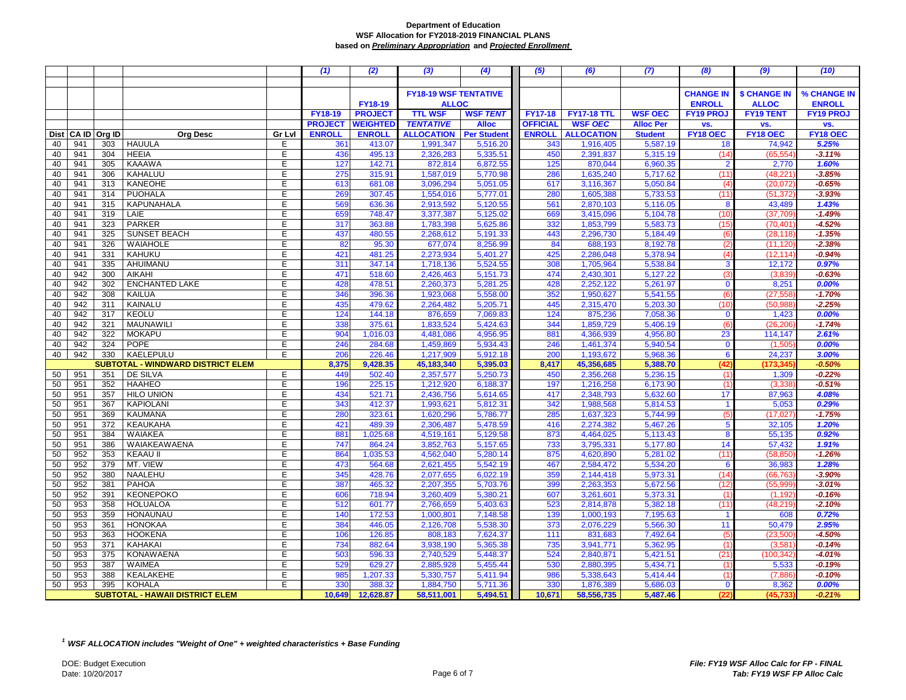**Department of Education**
**WSF Allocation for FY2018-2019 FINANCIAL PLANS**
**based on *Preliminary Appropriation* and *Projected Enrollment***

| Dist | CA ID | Org ID | Org Desc | Gr Lvl | (1) FY18-19 PROJECT ENROLL | (2) FY18-19 PROJECT WEIGHTED ENROLL | (3) FY18-19 WSF TENTATIVE ALLOC: TTL WSF *TENTATIVE* ALLOCATION | (4) FY18-19 WSF TENTATIVE ALLOC: WSF *TENT* Alloc Per Student | (5) FY17-18 OFFICIAL ENROLL | (6) FY17-18 TTL WSF *OEC* ALLOCATION | (7) WSF OEC Alloc Per Student | (8) CHANGE IN ENROLL FY19 PROJ vs. FY18 OEC | (9) $ CHANGE IN ALLOC FY19 TENT vs. FY18 OEC | (10) % CHANGE IN ENROLL FY19 PROJ vs. FY18 OEC |
|---|---|---|---|---|---|---|---|---|---|---|---|---|---|---|
| 40 | 941 | 303 | HAUULA | E | 361 | 413.07 | 1,991,347 | 5,516.20 | 343 | 1,916,405 | 5,587.19 | 18 | 74,942 | 5.25% |
| 40 | 941 | 304 | HEEIA | E | 436 | 495.13 | 2,326,283 | 5,335.51 | 450 | 2,391,837 | 5,315.19 | (14) | (65,554) | -3.11% |
| 40 | 941 | 305 | KAAAWA | E | 127 | 142.71 | 872,814 | 6,872.55 | 125 | 870,044 | 6,960.35 | 2 | 2,770 | 1.60% |
| 40 | 941 | 306 | KAHALUU | E | 275 | 315.91 | 1,587,019 | 5,770.98 | 286 | 1,635,240 | 5,717.62 | (11) | (48,221) | -3.85% |
| 40 | 941 | 313 | KANEOHE | E | 613 | 681.08 | 3,096,294 | 5,051.05 | 617 | 3,116,367 | 5,050.84 | (4) | (20,072) | -0.65% |
| 40 | 941 | 314 | PUOHALA | E | 269 | 307.45 | 1,554,016 | 5,777.01 | 280 | 1,605,388 | 5,733.53 | (11) | (51,372) | -3.93% |
| 40 | 941 | 315 | KAPUNAHALA | E | 569 | 636.36 | 2,913,592 | 5,120.55 | 561 | 2,870,103 | 5,116.05 | 8 | 43,489 | 1.43% |
| 40 | 941 | 319 | LAIE | E | 659 | 748.47 | 3,377,387 | 5,125.02 | 669 | 3,415,096 | 5,104.78 | (10) | (37,709) | -1.49% |
| 40 | 941 | 323 | PARKER | E | 317 | 363.88 | 1,783,398 | 5,625.86 | 332 | 1,853,799 | 5,583.73 | (15) | (70,401) | -4.52% |
| 40 | 941 | 325 | SUNSET BEACH | E | 437 | 480.55 | 2,268,612 | 5,191.33 | 443 | 2,296,730 | 5,184.49 | (6) | (28,118) | -1.35% |
| 40 | 941 | 326 | WAIAHOLE | E | 82 | 95.30 | 677,074 | 8,256.99 | 84 | 688,193 | 8,192.78 | (2) | (11,120) | -2.38% |
| 40 | 941 | 331 | KAHUKU | E | 421 | 481.25 | 2,273,934 | 5,401.27 | 425 | 2,286,048 | 5,378.94 | (4) | (12,114) | -0.94% |
| 40 | 941 | 335 | AHUIMANU | E | 311 | 347.14 | 1,718,136 | 5,524.55 | 308 | 1,705,964 | 5,538.84 | 3 | 12,172 | 0.97% |
| 40 | 942 | 300 | AIKAHI | E | 471 | 518.60 | 2,426,463 | 5,151.73 | 474 | 2,430,301 | 5,127.22 | (3) | (3,839) | -0.63% |
| 40 | 942 | 302 | ENCHANTED LAKE | E | 428 | 478.51 | 2,260,373 | 5,281.25 | 428 | 2,252,122 | 5,261.97 | 0 | 8,251 | 0.00% |
| 40 | 942 | 308 | KAILUA | E | 346 | 396.36 | 1,923,068 | 5,558.00 | 352 | 1,950,627 | 5,541.55 | (6) | (27,558) | -1.70% |
| 40 | 942 | 311 | KAINALU | E | 435 | 479.62 | 2,264,482 | 5,205.71 | 445 | 2,315,470 | 5,203.30 | (10) | (50,988) | -2.25% |
| 40 | 942 | 317 | KEOLU | E | 124 | 144.18 | 876,659 | 7,069.83 | 124 | 875,236 | 7,058.36 | 0 | 1,423 | 0.00% |
| 40 | 942 | 321 | MAUNAWILI | E | 338 | 375.61 | 1,833,524 | 5,424.63 | 344 | 1,859,729 | 5,406.19 | (6) | (26,206) | -1.74% |
| 40 | 942 | 322 | MOKAPU | E | 904 | 1,016.03 | 4,481,086 | 4,956.95 | 881 | 4,366,939 | 4,956.80 | 23 | 114,147 | 2.61% |
| 40 | 942 | 324 | POPE | E | 246 | 284.68 | 1,459,869 | 5,934.43 | 246 | 1,461,374 | 5,940.54 | 0 | (1,505) | 0.00% |
| 40 | 942 | 330 | KAELEPULU | E | 206 | 226.46 | 1,217,909 | 5,912.18 | 200 | 1,193,672 | 5,968.36 | 6 | 24,237 | 3.00% |
| | | | **SUBTOTAL - WINDWARD DISTRICT ELEM** | | **8,375** | **9,428.35** | **45,183,340** | **5,395.03** | **8,417** | **45,356,685** | **5,388.70** | **(42)** | **(173,345)** | **-0.50%** |
| 50 | 951 | 351 | DE SILVA | E | 449 | 502.40 | 2,357,577 | 5,250.73 | 450 | 2,356,268 | 5,236.15 | (1) | 1,309 | -0.22% |
| 50 | 951 | 352 | HAAHEO | E | 196 | 225.15 | 1,212,920 | 6,188.37 | 197 | 1,216,258 | 6,173.90 | (1) | (3,338) | -0.51% |
| 50 | 951 | 357 | HILO UNION | E | 434 | 521.71 | 2,436,756 | 5,614.65 | 417 | 2,348,793 | 5,632.60 | 17 | 87,963 | 4.08% |
| 50 | 951 | 367 | KAPIOLANI | E | 343 | 412.37 | 1,993,621 | 5,812.31 | 342 | 1,988,568 | 5,814.53 | 1 | 5,053 | 0.29% |
| 50 | 951 | 369 | KAUMANA | E | 280 | 323.61 | 1,620,296 | 5,786.77 | 285 | 1,637,323 | 5,744.99 | (5) | (17,027) | -1.75% |
| 50 | 951 | 372 | KEAUKAHA | E | 421 | 489.39 | 2,306,487 | 5,478.59 | 416 | 2,274,382 | 5,467.26 | 5 | 32,105 | 1.20% |
| 50 | 951 | 384 | WAIAKEA | E | 881 | 1,025.68 | 4,519,161 | 5,129.58 | 873 | 4,464,025 | 5,113.43 | 8 | 55,135 | 0.92% |
| 50 | 951 | 386 | WAIAKEAWAENA | E | 747 | 864.24 | 3,852,763 | 5,157.65 | 733 | 3,795,331 | 5,177.80 | 14 | 57,432 | 1.91% |
| 50 | 952 | 353 | KEAAU II | E | 864 | 1,035.53 | 4,562,040 | 5,280.14 | 875 | 4,620,890 | 5,281.02 | (11) | (58,850) | -1.26% |
| 50 | 952 | 379 | MT. VIEW | E | 473 | 564.68 | 2,621,455 | 5,542.19 | 467 | 2,584,472 | 5,534.20 | 6 | 36,983 | 1.28% |
| 50 | 952 | 380 | NAALEHU | E | 345 | 428.76 | 2,077,655 | 6,022.19 | 359 | 2,144,418 | 5,973.31 | (14) | (66,763) | -3.90% |
| 50 | 952 | 381 | PAHOA | E | 387 | 465.32 | 2,207,355 | 5,703.76 | 399 | 2,263,353 | 5,672.56 | (12) | (55,999) | -3.01% |
| 50 | 952 | 391 | KEONEPOKO | E | 606 | 718.94 | 3,260,409 | 5,380.21 | 607 | 3,261,601 | 5,373.31 | (1) | (1,192) | -0.16% |
| 50 | 953 | 358 | HOLUALOA | E | 512 | 601.77 | 2,766,659 | 5,403.63 | 523 | 2,814,878 | 5,382.18 | (11) | (48,219) | -2.10% |
| 50 | 953 | 359 | HONAUNAU | E | 140 | 172.53 | 1,000,801 | 7,148.58 | 139 | 1,000,193 | 7,195.63 | 1 | 608 | 0.72% |
| 50 | 953 | 361 | HONOKAA | E | 384 | 446.05 | 2,126,708 | 5,538.30 | 373 | 2,076,229 | 5,566.30 | 11 | 50,479 | 2.95% |
| 50 | 953 | 363 | HOOKENA | E | 106 | 126.85 | 808,183 | 7,624.37 | 111 | 831,683 | 7,492.64 | (5) | (23,500) | -4.50% |
| 50 | 953 | 371 | KAHAKAI | E | 734 | 882.64 | 3,938,190 | 5,365.38 | 735 | 3,941,771 | 5,362.95 | (1) | (3,581) | -0.14% |
| 50 | 953 | 375 | KONAWAENA | E | 503 | 596.33 | 2,740,529 | 5,448.37 | 524 | 2,840,871 | 5,421.51 | (21) | (100,342) | -4.01% |
| 50 | 953 | 387 | WAIMEA | E | 529 | 629.27 | 2,885,928 | 5,455.44 | 530 | 2,880,395 | 5,434.71 | (1) | 5,533 | -0.19% |
| 50 | 953 | 388 | KEALAKEHE | E | 985 | 1,207.33 | 5,330,757 | 5,411.94 | 986 | 5,338,643 | 5,414.44 | (1) | (7,886) | -0.10% |
| 50 | 953 | 395 | KOHALA | E | 330 | 388.32 | 1,884,750 | 5,711.36 | 330 | 1,876,389 | 5,686.03 | 0 | 8,362 | 0.00% |
| | | | **SUBTOTAL - HAWAII DISTRICT ELEM** | | **10,649** | **12,628.87** | **58,511,001** | **5,494.51** | **10,671** | **58,556,735** | **5,487.46** | **(22)** | **(45,733)** | **-0.21%** |

[1] ***WSF ALLOCATION includes "Weight of One" + weighted characteristics + Base Funding***

DOE: Budget Execution
Date: 10/20/2017

***File: FY19 WSF Alloc Calc for FP - FINAL***
***Tab: FY19 WSF FP Alloc Calc***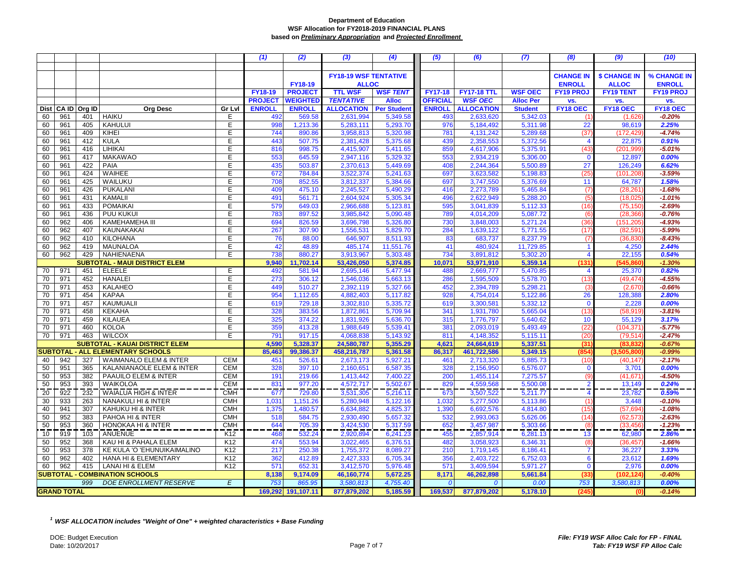**Department of Education**
**WSF Allocation for FY2018-2019 FINANCIAL PLANS**
**based on *Preliminary Appropriation* and *Projected Enrollment***

| | | | | | (1) | (2) | (3) | (4) | (5) | (6) | (7) | (8) | (9) | (10) |
|---|---|---|---|---|---|---|---|---|---|---|---|---|---|---|
| | | | | | | | FY18-19 WSF TENTATIVE ALLOC | | | | | CHANGE IN ENROLL | $ CHANGE IN ALLOC | % CHANGE IN ENROLL |
| | | | | | FY18-19 PROJECT | FY18-19 PROJECT WEIGHTED | TTL WSF *TENTATIVE* | WSF *TENT* Alloc | FY17-18 OFFICIAL | FY17-18 TTL WSF *OEC* | WSF OEC Alloc Per | FY19 PROJ vs. | FY19 TENT vs. | FY19 PROJ vs. |
| Dist | CA ID | Org ID | Org Desc | Gr Lvl | ENROLL | ENROLL | ALLOCATION | Per Student | ENROLL | ALLOCATION | Student | FY18 OEC | FY18 OEC | FY18 OEC |
| 60 | 961 | 401 | HAIKU | E | 492 | 569.58 | 2,631,994 | 5,349.58 | 493 | 2,633,620 | 5,342.03 | (1) | (1,626) | -0.20% |
| 60 | 961 | 405 | KAHULUI | E | 998 | 1,213.36 | 5,283,111 | 5,293.70 | 976 | 5,184,492 | 5,311.98 | 22 | 98,619 | 2.25% |
| 60 | 961 | 409 | KIHEI | E | 744 | 890.86 | 3,958,813 | 5,320.98 | 781 | 4,131,242 | 5,289.68 | (37) | (172,429) | -4.74% |
| 60 | 961 | 412 | KULA | E | 443 | 507.75 | 2,381,428 | 5,375.68 | 439 | 2,358,553 | 5,372.56 | 4 | 22,875 | 0.91% |
| 60 | 961 | 416 | LIHIKAI | E | 816 | 998.75 | 4,415,907 | 5,411.65 | 859 | 4,617,906 | 5,375.91 | (43) | (201,999) | -5.01% |
| 60 | 961 | 417 | MAKAWAO | E | 553 | 645.59 | 2,947,116 | 5,329.32 | 553 | 2,934,219 | 5,306.00 | 0 | 12,897 | 0.00% |
| 60 | 961 | 422 | PAIA | E | 435 | 503.87 | 2,370,613 | 5,449.69 | 408 | 2,244,364 | 5,500.89 | 27 | 126,249 | 6.62% |
| 60 | 961 | 424 | WAIHEE | E | 672 | 784.84 | 3,522,374 | 5,241.63 | 697 | 3,623,582 | 5,198.83 | (25) | (101,208) | -3.59% |
| 60 | 961 | 425 | WAILUKU | E | 708 | 852.55 | 3,812,337 | 5,384.66 | 697 | 3,747,550 | 5,376.69 | 11 | 64,787 | 1.58% |
| 60 | 961 | 426 | PUKALANI | E | 409 | 475.10 | 2,245,527 | 5,490.29 | 416 | 2,273,789 | 5,465.84 | (7) | (28,261) | -1.68% |
| 60 | 961 | 431 | KAMALII | E | 491 | 561.71 | 2,604,924 | 5,305.34 | 496 | 2,622,949 | 5,288.20 | (5) | (18,025) | -1.01% |
| 60 | 961 | 433 | POMAIKAI | E | 579 | 649.03 | 2,966,688 | 5,123.81 | 595 | 3,041,839 | 5,112.33 | (16) | (75,150) | -2.69% |
| 60 | 961 | 436 | PUU KUKUI | E | 783 | 897.52 | 3,985,842 | 5,090.48 | 789 | 4,014,209 | 5,087.72 | (6) | (28,366) | -0.76% |
| 60 | 962 | 406 | KAMEHAMEHA III | E | 694 | 826.59 | 3,696,798 | 5,326.80 | 730 | 3,848,003 | 5,271.24 | (36) | (151,205) | -4.93% |
| 60 | 962 | 407 | KAUNAKAKAI | E | 267 | 307.90 | 1,556,531 | 5,829.70 | 284 | 1,639,122 | 5,771.55 | (17) | (82,591) | -5.99% |
| 60 | 962 | 410 | KILOHANA | E | 76 | 88.00 | 646,907 | 8,511.93 | 83 | 683,737 | 8,237.79 | (7) | (36,830) | -8.43% |
| 60 | 962 | 419 | MAUNALOA | E | 42 | 48.89 | 485,174 | 11,551.76 | 41 | 480,924 | 11,729.85 | 1 | 4,250 | 2.44% |
| 60 | 962 | 429 | NAHIENAENA | E | 738 | 880.27 | 3,913,967 | 5,303.48 | 734 | 3,891,812 | 5,302.20 | 4 | 22,155 | 0.54% |
| | | | **SUBTOTAL - MAUI DISTRICT ELEM** | | **9,940** | **11,702.14** | **53,426,050** | **5,374.85** | **10,071** | **53,971,910** | **5,359.14** | **(131)** | **(545,860)** | **-1.30%** |
| 70 | 971 | 451 | ELEELE | E | 492 | 581.94 | 2,695,146 | 5,477.94 | 488 | 2,669,777 | 5,470.85 | 4 | 25,370 | 0.82% |
| 70 | 971 | 452 | HANALEI | E | 273 | 306.12 | 1,546,036 | 5,663.13 | 286 | 1,595,509 | 5,578.70 | (13) | (49,474) | -4.55% |
| 70 | 971 | 453 | KALAHEO | E | 449 | 510.27 | 2,392,119 | 5,327.66 | 452 | 2,394,789 | 5,298.21 | (3) | (2,670) | -0.66% |
| 70 | 971 | 454 | KAPAA | E | 954 | 1,112.65 | 4,882,403 | 5,117.82 | 928 | 4,754,014 | 5,122.86 | 26 | 128,388 | 2.80% |
| 70 | 971 | 457 | KAUMUALII | E | 619 | 729.18 | 3,302,810 | 5,335.72 | 619 | 3,300,581 | 5,332.12 | 0 | 2,228 | 0.00% |
| 70 | 971 | 458 | KEKAHA | E | 328 | 383.56 | 1,872,861 | 5,709.94 | 341 | 1,931,780 | 5,665.04 | (13) | (58,919) | -3.81% |
| 70 | 971 | 459 | KILAUEA | E | 325 | 374.22 | 1,831,926 | 5,636.70 | 315 | 1,776,797 | 5,640.62 | 10 | 55,129 | 3.17% |
| 70 | 971 | 460 | KOLOA | E | 359 | 413.28 | 1,988,649 | 5,539.41 | 381 | 2,093,019 | 5,493.49 | (22) | (104,371) | -5.77% |
| 70 | 971 | 463 | WILCOX | E | 791 | 917.15 | 4,068,838 | 5,143.92 | 811 | 4,148,352 | 5,115.11 | (20) | (79,514) | -2.47% |
| | | | **SUBTOTAL - KAUAI DISTRICT ELEM** | | **4,590** | **5,328.37** | **24,580,787** | **5,355.29** | **4,621** | **24,664,619** | **5,337.51** | **(31)** | **(83,832)** | **-0.67%** |
| **SUBTOTAL - ALL ELEMENTARY SCHOOLS** | | | | | **85,463** | **99,386.37** | **458,216,787** | **5,361.58** | **86,317** | **461,722,586** | **5,349.15** | **(854)** | **(3,505,800)** | **-0.99%** |
| 40 | 942 | 327 | WAIMANALO ELEM & INTER | CEM | 451 | 526.61 | 2,673,173 | 5,927.21 | 461 | 2,713,320 | 5,885.73 | (10) | (40,147) | -2.17% |
| 50 | 951 | 365 | KALANIANAOLE ELEM & INTER | CEM | 328 | 397.10 | 2,160,651 | 6,587.35 | 328 | 2,156,950 | 6,576.07 | 0 | 3,701 | 0.00% |
| 50 | 953 | 382 | PAAUILO ELEM & INTER | CEM | 191 | 219.66 | 1,413,442 | 7,400.22 | 200 | 1,455,114 | 7,275.57 | (9) | (41,671) | -4.50% |
| 50 | 953 | 393 | WAIKOLOA | CEM | 831 | 977.20 | 4,572,717 | 5,502.67 | 829 | 4,559,568 | 5,500.08 | 2 | 13,149 | 0.24% |
| 20 | 922 | 232 | WAIALUA HIGH & INTER | CMH | 677 | 729.80 | 3,531,305 | 5,216.11 | 673 | 3,507,522 | 5,211.77 | 4 | 23,782 | 0.59% |
| 30 | 933 | 263 | NANAKULI HI & INTER | CMH | 1,031 | 1,151.26 | 5,280,948 | 5,122.16 | 1,032 | 5,277,500 | 5,113.86 | (1) | 3,448 | -0.10% |
| 40 | 941 | 307 | KAHUKU HI & INTER | CMH | 1,375 | 1,480.57 | 6,634,882 | 4,825.37 | 1,390 | 6,692,576 | 4,814.80 | (15) | (57,694) | -1.08% |
| 50 | 952 | 383 | PAHOA HI & INTER | CMH | 518 | 584.75 | 2,930,490 | 5,657.32 | 532 | 2,993,063 | 5,626.06 | (14) | (62,573) | -2.63% |
| 50 | 953 | 360 | HONOKAA HI & INTER | CMH | 644 | 705.39 | 3,424,530 | 5,317.59 | 652 | 3,457,987 | 5,303.66 | (8) | (33,456) | -1.23% |
| 10 | 919 | 103 | ANUENUE | K12 | 468 | 532.24 | 2,920,894 | 6,241.23 | 455 | 2,857,914 | 6,281.13 | 13 | 62,980 | 2.86% |
| 50 | 952 | 368 | KAU HI & PAHALA ELEM | K12 | 474 | 553.94 | 3,022,465 | 6,376.51 | 482 | 3,058,923 | 6,346.31 | (8) | (36,457) | -1.66% |
| 50 | 953 | 378 | KE KULA 'O 'EHUNUIKAIMALINO | K12 | 217 | 250.38 | 1,755,372 | 8,089.27 | 210 | 1,719,145 | 8,186.41 | 7 | 36,227 | 3.33% |
| 60 | 962 | 402 | HANA HI & ELEMENTARY | K12 | 362 | 412.89 | 2,427,333 | 6,705.34 | 356 | 2,403,722 | 6,752.03 | 6 | 23,612 | 1.69% |
| 60 | 962 | 415 | LANAI HI & ELEM | K12 | 571 | 652.31 | 3,412,570 | 5,976.48 | 571 | 3,409,594 | 5,971.27 | 0 | 2,976 | 0.00% |
| **SUBTOTAL - COMBINATION SCHOOLS** | | | | | **8,138** | **9,174.09** | **46,160,774** | **5,672.25** | **8,171** | **46,262,898** | **5,661.84** | **(33)** | **(102,124)** | **-0.40%** |
| | | *999* | *DOE ENROLLMENT RESERVE* | *E* | *753* | *865.95* | *3,580,813* | *4,755.40* | *0* | *0* | *0.00* | *753* | *3,580,813* | *0.00%* |
| **GRAND TOTAL** | | | | | **169,292** | **191,107.11** | **877,879,202** | **5,185.59** | **169,537** | **877,879,202** | **5,178.10** | **(245)** | **(0)** | **-0.14%** |

[1] *WSF ALLOCATION includes "Weight of One" + weighted characteristics + Base Funding*

DOE: Budget Execution
Date: 10/20/2017

*File: FY19 WSF Alloc Calc for FP - FINAL*
*Tab: FY19 WSF FP Alloc Calc*